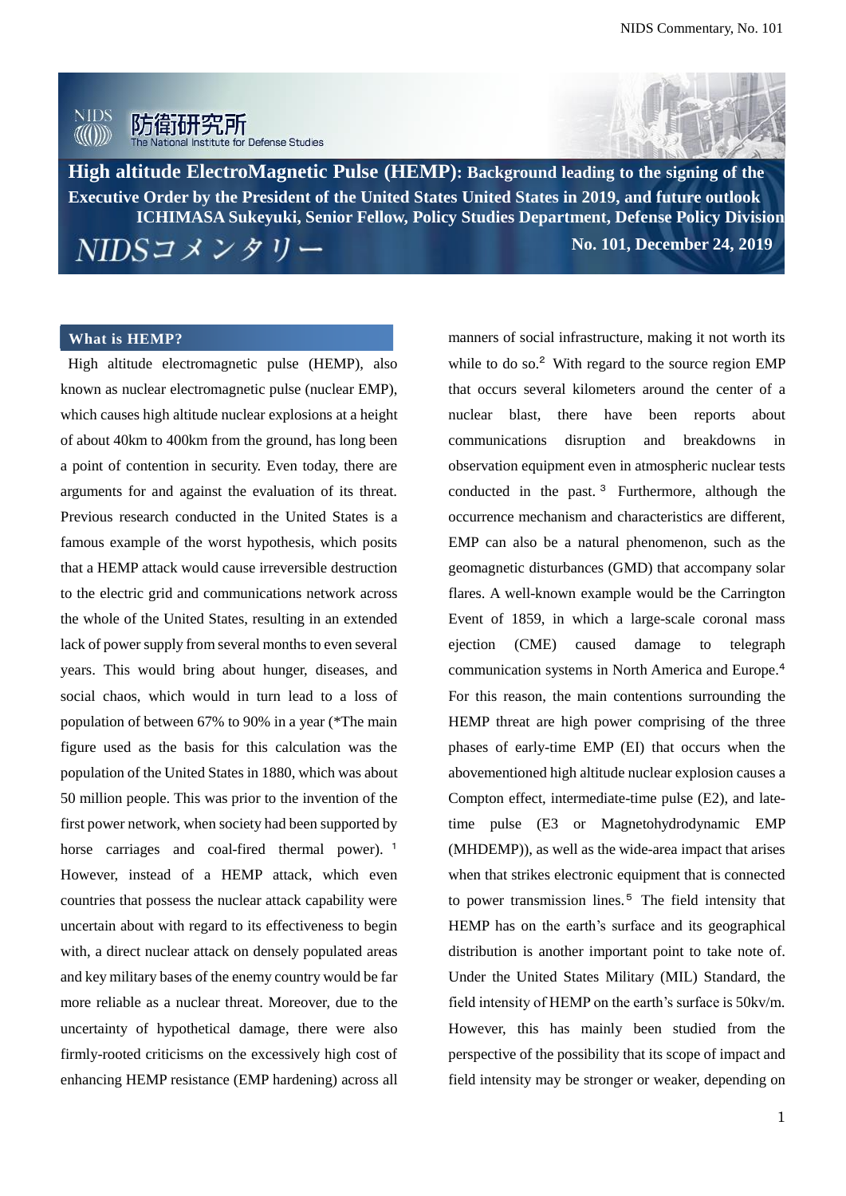# High altitude ElectroMagnetic Pulse (HEMP): Background leading to the signing of the Executive Order by the President of the United States United States in 2019, and future outlook

ICHIMASA Sukeyuki, Senior Fellow, Policy Studies Department, Defense Policy Division

NIDSコメンタリー

No. 101, December 24, 2019

## What is HEMP?

High altitude electromagnetic pulse (HEMP), also known as nuclear electromagnetic pulse (nuclear EMP), which causes high altitude nuclear explosions at a height of about 40km to 400km from the ground, has long been a point of contention in security. Even today, there are arguments for and against the evaluation of its threat. Previous research conducted in the United States is a famous example of the worst hypothesis, which posits that a HEMP attack would cause irreversible destruction to the electric grid and communications network across the whole of the United States, resulting in an extended lack of power supply from several months to even several years. This would bring about hunger, diseases, and social chaos, which would in turn lead to a loss of population of between 67% to 90% in a year (*The main figure used as the basis for this calculation was the population of the United States in 1880, which was about 50 million people. This was prior to the invention of the first power network, when society had been supported by horse carriages and coal-fired thermal power).[1] However, instead of a HEMP attack, which even countries that possess the nuclear attack capability were uncertain about with regard to its effectiveness to begin with, a direct nuclear attack on densely populated areas and key military bases of the enemy country would be far more reliable as a nuclear threat. Moreover, due to the uncertainty of hypothetical damage, there were also firmly-rooted criticisms on the excessively high cost of enhancing HEMP resistance (EMP hardening) across all manners of social infrastructure, making it not worth its while to do so.[2] With regard to the source region EMP that occurs several kilometers around the center of a nuclear blast, there have been reports about communications disruption and breakdowns in observation equipment even in atmospheric nuclear tests conducted in the past.[3] Furthermore, although the occurrence mechanism and characteristics are different, EMP can also be a natural phenomenon, such as the geomagnetic disturbances (GMD) that accompany solar flares. A well-known example would be the Carrington Event of 1859, in which a large-scale coronal mass ejection (CME) caused damage to telegraph communication systems in North America and Europe.[4] For this reason, the main contentions surrounding the HEMP threat are high power comprising of the three phases of early-time EMP (EI) that occurs when the abovementioned high altitude nuclear explosion causes a Compton effect, intermediate-time pulse (E2), and late-time pulse (E3 or Magnetohydrodynamic EMP (MHDEMP)), as well as the wide-area impact that arises when that strikes electronic equipment that is connected to power transmission lines.[5] The field intensity that HEMP has on the earth's surface and its geographical distribution is another important point to take note of. Under the United States Military (MIL) Standard, the field intensity of HEMP on the earth's surface is 50kv/m. However, this has mainly been studied from the perspective of the possibility that its scope of impact and field intensity may be stronger or weaker, depending on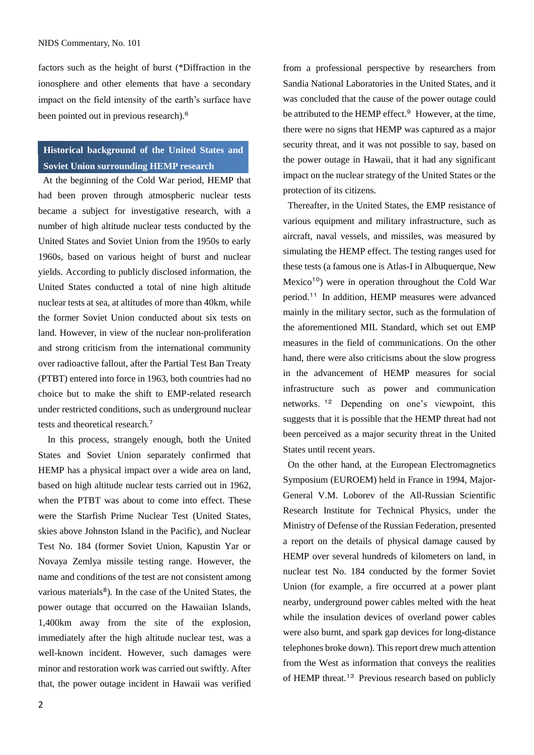factors such as the height of burst (*Diffraction in the ionosphere and other elements that have a secondary impact on the field intensity of the earth's surface have been pointed out in previous research).[6]

## Historical background of the United States and Soviet Union surrounding HEMP research

At the beginning of the Cold War period, HEMP that had been proven through atmospheric nuclear tests became a subject for investigative research, with a number of high altitude nuclear tests conducted by the United States and Soviet Union from the 1950s to early 1960s, based on various height of burst and nuclear yields. According to publicly disclosed information, the United States conducted a total of nine high altitude nuclear tests at sea, at altitudes of more than 40km, while the former Soviet Union conducted about six tests on land. However, in view of the nuclear non-proliferation and strong criticism from the international community over radioactive fallout, after the Partial Test Ban Treaty (PTBT) entered into force in 1963, both countries had no choice but to make the shift to EMP-related research under restricted conditions, such as underground nuclear tests and theoretical research.[7]

In this process, strangely enough, both the United States and Soviet Union separately confirmed that HEMP has a physical impact over a wide area on land, based on high altitude nuclear tests carried out in 1962, when the PTBT was about to come into effect. These were the Starfish Prime Nuclear Test (United States, skies above Johnston Island in the Pacific), and Nuclear Test No. 184 (former Soviet Union, Kapustin Yar or Novaya Zemlya missile testing range. However, the name and conditions of the test are not consistent among various materials[8]). In the case of the United States, the power outage that occurred on the Hawaiian Islands, 1,400km away from the site of the explosion, immediately after the high altitude nuclear test, was a well-known incident. However, such damages were minor and restoration work was carried out swiftly. After that, the power outage incident in Hawaii was verified from a professional perspective by researchers from Sandia National Laboratories in the United States, and it was concluded that the cause of the power outage could be attributed to the HEMP effect.[9] However, at the time, there were no signs that HEMP was captured as a major security threat, and it was not possible to say, based on the power outage in Hawaii, that it had any significant impact on the nuclear strategy of the United States or the protection of its citizens.

Thereafter, in the United States, the EMP resistance of various equipment and military infrastructure, such as aircraft, naval vessels, and missiles, was measured by simulating the HEMP effect. The testing ranges used for these tests (a famous one is Atlas-I in Albuquerque, New Mexico[10]) were in operation throughout the Cold War period.[11] In addition, HEMP measures were advanced mainly in the military sector, such as the formulation of the aforementioned MIL Standard, which set out EMP measures in the field of communications. On the other hand, there were also criticisms about the slow progress in the advancement of HEMP measures for social infrastructure such as power and communication networks.[12] Depending on one's viewpoint, this suggests that it is possible that the HEMP threat had not been perceived as a major security threat in the United States until recent years.

On the other hand, at the European Electromagnetics Symposium (EUROEM) held in France in 1994, Major-General V.M. Loborev of the All-Russian Scientific Research Institute for Technical Physics, under the Ministry of Defense of the Russian Federation, presented a report on the details of physical damage caused by HEMP over several hundreds of kilometers on land, in nuclear test No. 184 conducted by the former Soviet Union (for example, a fire occurred at a power plant nearby, underground power cables melted with the heat while the insulation devices of overland power cables were also burnt, and spark gap devices for long-distance telephones broke down). This report drew much attention from the West as information that conveys the realities of HEMP threat.[13] Previous research based on publicly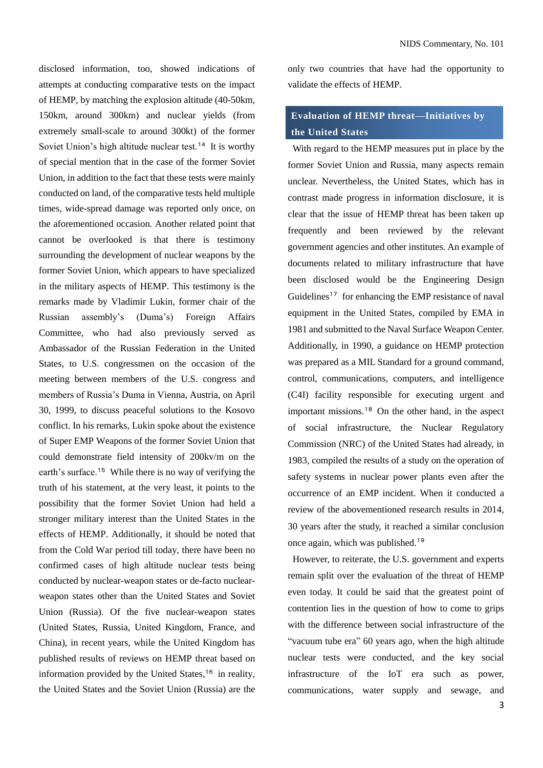disclosed information, too, showed indications of attempts at conducting comparative tests on the impact of HEMP, by matching the explosion altitude (40-50km, 150km, around 300km) and nuclear yields (from extremely small-scale to around 300kt) of the former Soviet Union's high altitude nuclear test.[14] It is worthy of special mention that in the case of the former Soviet Union, in addition to the fact that these tests were mainly conducted on land, of the comparative tests held multiple times, wide-spread damage was reported only once, on the aforementioned occasion. Another related point that cannot be overlooked is that there is testimony surrounding the development of nuclear weapons by the former Soviet Union, which appears to have specialized in the military aspects of HEMP. This testimony is the remarks made by Vladimir Lukin, former chair of the Russian assembly's (Duma's) Foreign Affairs Committee, who had also previously served as Ambassador of the Russian Federation in the United States, to U.S. congressmen on the occasion of the meeting between members of the U.S. congress and members of Russia's Duma in Vienna, Austria, on April 30, 1999, to discuss peaceful solutions to the Kosovo conflict. In his remarks, Lukin spoke about the existence of Super EMP Weapons of the former Soviet Union that could demonstrate field intensity of 200kv/m on the earth's surface.[15] While there is no way of verifying the truth of his statement, at the very least, it points to the possibility that the former Soviet Union had held a stronger military interest than the United States in the effects of HEMP. Additionally, it should be noted that from the Cold War period till today, there have been no confirmed cases of high altitude nuclear tests being conducted by nuclear-weapon states or de-facto nuclear-weapon states other than the United States and Soviet Union (Russia). Of the five nuclear-weapon states (United States, Russia, United Kingdom, France, and China), in recent years, while the United Kingdom has published results of reviews on HEMP threat based on information provided by the United States,[16] in reality, the United States and the Soviet Union (Russia) are the only two countries that have had the opportunity to validate the effects of HEMP.

## Evaluation of HEMP threat—Initiatives by the United States

With regard to the HEMP measures put in place by the former Soviet Union and Russia, many aspects remain unclear. Nevertheless, the United States, which has in contrast made progress in information disclosure, it is clear that the issue of HEMP threat has been taken up frequently and been reviewed by the relevant government agencies and other institutes. An example of documents related to military infrastructure that have been disclosed would be the Engineering Design Guidelines[17] for enhancing the EMP resistance of naval equipment in the United States, compiled by EMA in 1981 and submitted to the Naval Surface Weapon Center. Additionally, in 1990, a guidance on HEMP protection was prepared as a MIL Standard for a ground command, control, communications, computers, and intelligence (C4I) facility responsible for executing urgent and important missions.[18] On the other hand, in the aspect of social infrastructure, the Nuclear Regulatory Commission (NRC) of the United States had already, in 1983, compiled the results of a study on the operation of safety systems in nuclear power plants even after the occurrence of an EMP incident. When it conducted a review of the abovementioned research results in 2014, 30 years after the study, it reached a similar conclusion once again, which was published.[19]

However, to reiterate, the U.S. government and experts remain split over the evaluation of the threat of HEMP even today. It could be said that the greatest point of contention lies in the question of how to come to grips with the difference between social infrastructure of the "vacuum tube era" 60 years ago, when the high altitude nuclear tests were conducted, and the key social infrastructure of the IoT era such as power, communications, water supply and sewage, and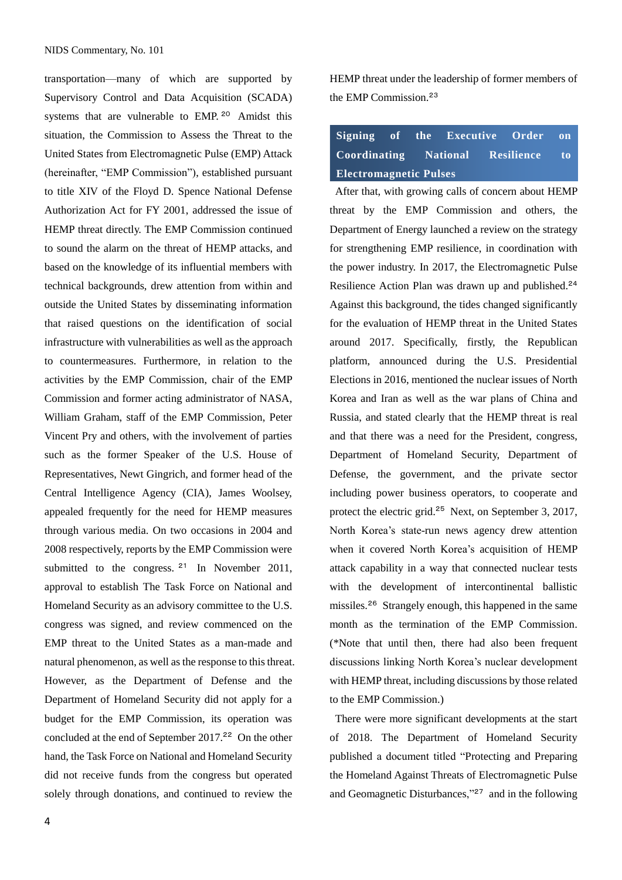transportation—many of which are supported by Supervisory Control and Data Acquisition (SCADA) systems that are vulnerable to EMP.[20] Amidst this situation, the Commission to Assess the Threat to the United States from Electromagnetic Pulse (EMP) Attack (hereinafter, "EMP Commission"), established pursuant to title XIV of the Floyd D. Spence National Defense Authorization Act for FY 2001, addressed the issue of HEMP threat directly. The EMP Commission continued to sound the alarm on the threat of HEMP attacks, and based on the knowledge of its influential members with technical backgrounds, drew attention from within and outside the United States by disseminating information that raised questions on the identification of social infrastructure with vulnerabilities as well as the approach to countermeasures. Furthermore, in relation to the activities by the EMP Commission, chair of the EMP Commission and former acting administrator of NASA, William Graham, staff of the EMP Commission, Peter Vincent Pry and others, with the involvement of parties such as the former Speaker of the U.S. House of Representatives, Newt Gingrich, and former head of the Central Intelligence Agency (CIA), James Woolsey, appealed frequently for the need for HEMP measures through various media. On two occasions in 2004 and 2008 respectively, reports by the EMP Commission were submitted to the congress.[21] In November 2011, approval to establish The Task Force on National and Homeland Security as an advisory committee to the U.S. congress was signed, and review commenced on the EMP threat to the United States as a man-made and natural phenomenon, as well as the response to this threat. However, as the Department of Defense and the Department of Homeland Security did not apply for a budget for the EMP Commission, its operation was concluded at the end of September 2017.[22] On the other hand, the Task Force on National and Homeland Security did not receive funds from the congress but operated solely through donations, and continued to review the HEMP threat under the leadership of former members of the EMP Commission.[23]

## Signing of the Executive Order on Coordinating National Resilience to Electromagnetic Pulses

After that, with growing calls of concern about HEMP threat by the EMP Commission and others, the Department of Energy launched a review on the strategy for strengthening EMP resilience, in coordination with the power industry. In 2017, the Electromagnetic Pulse Resilience Action Plan was drawn up and published.[24] Against this background, the tides changed significantly for the evaluation of HEMP threat in the United States around 2017. Specifically, firstly, the Republican platform, announced during the U.S. Presidential Elections in 2016, mentioned the nuclear issues of North Korea and Iran as well as the war plans of China and Russia, and stated clearly that the HEMP threat is real and that there was a need for the President, congress, Department of Homeland Security, Department of Defense, the government, and the private sector including power business operators, to cooperate and protect the electric grid.[25] Next, on September 3, 2017, North Korea's state-run news agency drew attention when it covered North Korea's acquisition of HEMP attack capability in a way that connected nuclear tests with the development of intercontinental ballistic missiles.[26] Strangely enough, this happened in the same month as the termination of the EMP Commission. (*Note that until then, there had also been frequent discussions linking North Korea's nuclear development with HEMP threat, including discussions by those related to the EMP Commission.)

There were more significant developments at the start of 2018. The Department of Homeland Security published a document titled "Protecting and Preparing the Homeland Against Threats of Electromagnetic Pulse and Geomagnetic Disturbances,"[27] and in the following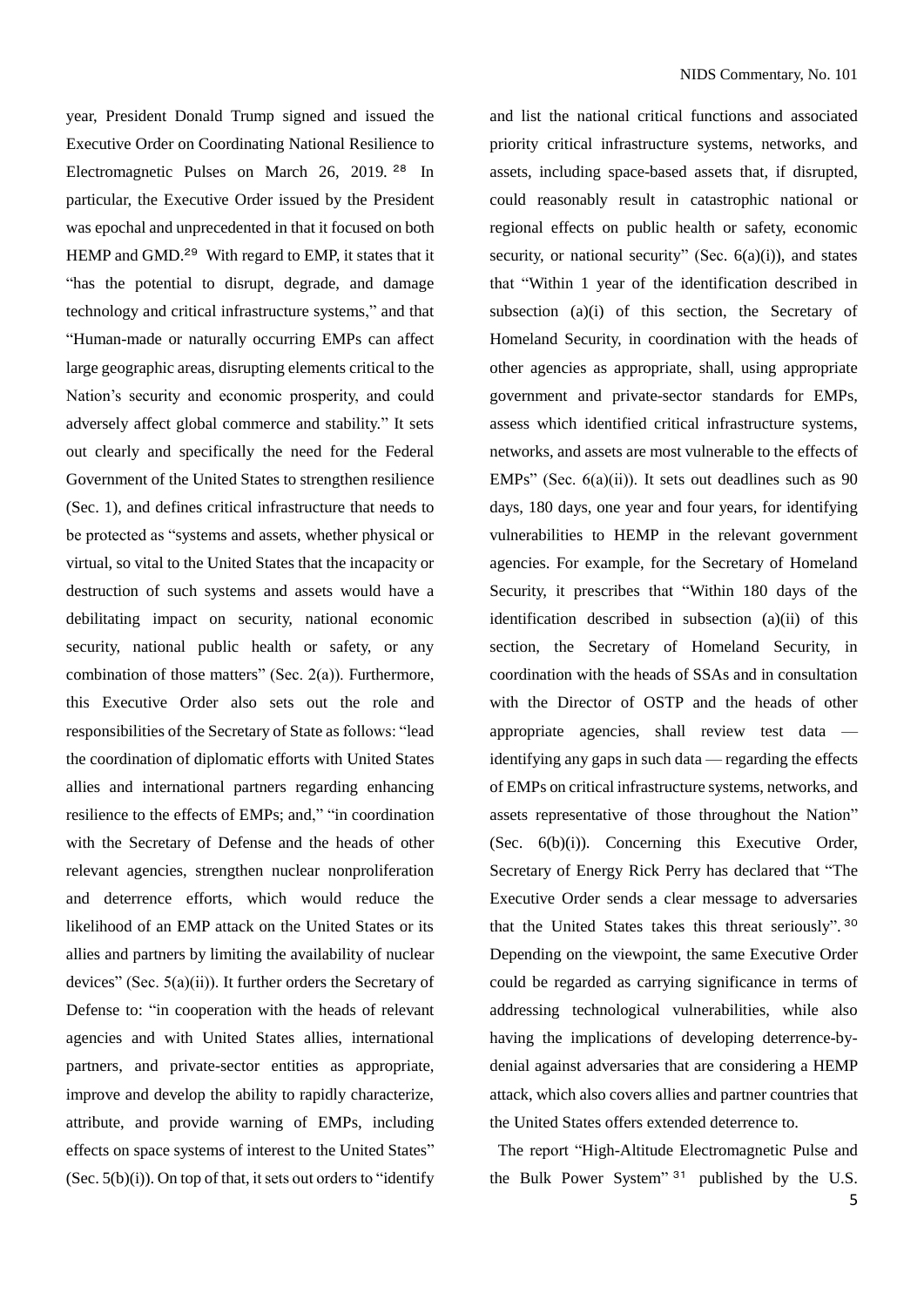year, President Donald Trump signed and issued the Executive Order on Coordinating National Resilience to Electromagnetic Pulses on March 26, 2019. [28] In particular, the Executive Order issued by the President was epochal and unprecedented in that it focused on both HEMP and GMD.[29] With regard to EMP, it states that it "has the potential to disrupt, degrade, and damage technology and critical infrastructure systems," and that "Human-made or naturally occurring EMPs can affect large geographic areas, disrupting elements critical to the Nation's security and economic prosperity, and could adversely affect global commerce and stability." It sets out clearly and specifically the need for the Federal Government of the United States to strengthen resilience (Sec. 1), and defines critical infrastructure that needs to be protected as "systems and assets, whether physical or virtual, so vital to the United States that the incapacity or destruction of such systems and assets would have a debilitating impact on security, national economic security, national public health or safety, or any combination of those matters" (Sec. 2(a)). Furthermore, this Executive Order also sets out the role and responsibilities of the Secretary of State as follows: "lead the coordination of diplomatic efforts with United States allies and international partners regarding enhancing resilience to the effects of EMPs; and," "in coordination with the Secretary of Defense and the heads of other relevant agencies, strengthen nuclear nonproliferation and deterrence efforts, which would reduce the likelihood of an EMP attack on the United States or its allies and partners by limiting the availability of nuclear devices" (Sec. 5(a)(ii)). It further orders the Secretary of Defense to: "in cooperation with the heads of relevant agencies and with United States allies, international partners, and private-sector entities as appropriate, improve and develop the ability to rapidly characterize, attribute, and provide warning of EMPs, including effects on space systems of interest to the United States" (Sec. 5(b)(i)). On top of that, it sets out orders to "identify and list the national critical functions and associated priority critical infrastructure systems, networks, and assets, including space-based assets that, if disrupted, could reasonably result in catastrophic national or regional effects on public health or safety, economic security, or national security" (Sec. 6(a)(i)), and states that "Within 1 year of the identification described in subsection (a)(i) of this section, the Secretary of Homeland Security, in coordination with the heads of other agencies as appropriate, shall, using appropriate government and private-sector standards for EMPs, assess which identified critical infrastructure systems, networks, and assets are most vulnerable to the effects of EMPs" (Sec. 6(a)(ii)). It sets out deadlines such as 90 days, 180 days, one year and four years, for identifying vulnerabilities to HEMP in the relevant government agencies. For example, for the Secretary of Homeland Security, it prescribes that "Within 180 days of the identification described in subsection (a)(ii) of this section, the Secretary of Homeland Security, in coordination with the heads of SSAs and in consultation with the Director of OSTP and the heads of other appropriate agencies, shall review test data — identifying any gaps in such data — regarding the effects of EMPs on critical infrastructure systems, networks, and assets representative of those throughout the Nation" (Sec. 6(b)(i)). Concerning this Executive Order, Secretary of Energy Rick Perry has declared that "The Executive Order sends a clear message to adversaries that the United States takes this threat seriously". [30] Depending on the viewpoint, the same Executive Order could be regarded as carrying significance in terms of addressing technological vulnerabilities, while also having the implications of developing deterrence-by-denial against adversaries that are considering a HEMP attack, which also covers allies and partner countries that the United States offers extended deterrence to.

The report "High-Altitude Electromagnetic Pulse and the Bulk Power System" [31] published by the U.S.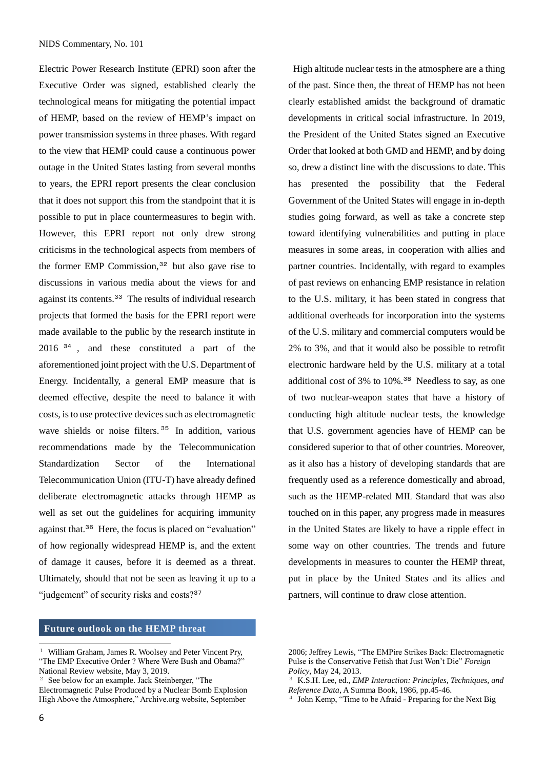Electric Power Research Institute (EPRI) soon after the Executive Order was signed, established clearly the technological means for mitigating the potential impact of HEMP, based on the review of HEMP's impact on power transmission systems in three phases. With regard to the view that HEMP could cause a continuous power outage in the United States lasting from several months to years, the EPRI report presents the clear conclusion that it does not support this from the standpoint that it is possible to put in place countermeasures to begin with. However, this EPRI report not only drew strong criticisms in the technological aspects from members of the former EMP Commission,[32] but also gave rise to discussions in various media about the views for and against its contents.[33] The results of individual research projects that formed the basis for the EPRI report were made available to the public by the research institute in 2016[34], and these constituted a part of the aforementioned joint project with the U.S. Department of Energy. Incidentally, a general EMP measure that is deemed effective, despite the need to balance it with costs, is to use protective devices such as electromagnetic wave shields or noise filters.[35] In addition, various recommendations made by the Telecommunication Standardization Sector of the International Telecommunication Union (ITU-T) have already defined deliberate electromagnetic attacks through HEMP as well as set out the guidelines for acquiring immunity against that.[36] Here, the focus is placed on "evaluation" of how regionally widespread HEMP is, and the extent of damage it causes, before it is deemed as a threat. Ultimately, should that not be seen as leaving it up to a "judgement" of security risks and costs?[37]

## Future outlook on the HEMP threat

High altitude nuclear tests in the atmosphere are a thing of the past. Since then, the threat of HEMP has not been clearly established amidst the background of dramatic developments in critical social infrastructure. In 2019, the President of the United States signed an Executive Order that looked at both GMD and HEMP, and by doing so, drew a distinct line with the discussions to date. This has presented the possibility that the Federal Government of the United States will engage in in-depth studies going forward, as well as take a concrete step toward identifying vulnerabilities and putting in place measures in some areas, in cooperation with allies and partner countries. Incidentally, with regard to examples of past reviews on enhancing EMP resistance in relation to the U.S. military, it has been stated in congress that additional overheads for incorporation into the systems of the U.S. military and commercial computers would be 2% to 3%, and that it would also be possible to retrofit electronic hardware held by the U.S. military at a total additional cost of 3% to 10%.[38] Needless to say, as one of two nuclear-weapon states that have a history of conducting high altitude nuclear tests, the knowledge that U.S. government agencies have of HEMP can be considered superior to that of other countries. Moreover, as it also has a history of developing standards that are frequently used as a reference domestically and abroad, such as the HEMP-related MIL Standard that was also touched on in this paper, any progress made in measures in the United States are likely to have a ripple effect in some way on other countries. The trends and future developments in measures to counter the HEMP threat, put in place by the United States and its allies and partners, will continue to draw close attention.

---

[1] William Graham, James R. Woolsey and Peter Vincent Pry, "The EMP Executive Order ? Where Were Bush and Obama?" National Review website, May 3, 2019.

[2] See below for an example. Jack Steinberger, "The Electromagnetic Pulse Produced by a Nuclear Bomb Explosion High Above the Atmosphere," Archive.org website, September 2006; Jeffrey Lewis, "The EMPire Strikes Back: Electromagnetic Pulse is the Conservative Fetish that Just Won't Die" *Foreign Policy*, May 24, 2013.

[3] K.S.H. Lee, ed., *EMP Interaction: Principles, Techniques, and Reference Data*, A Summa Book, 1986, pp.45-46.

[4] John Kemp, "Time to be Afraid - Preparing for the Next Big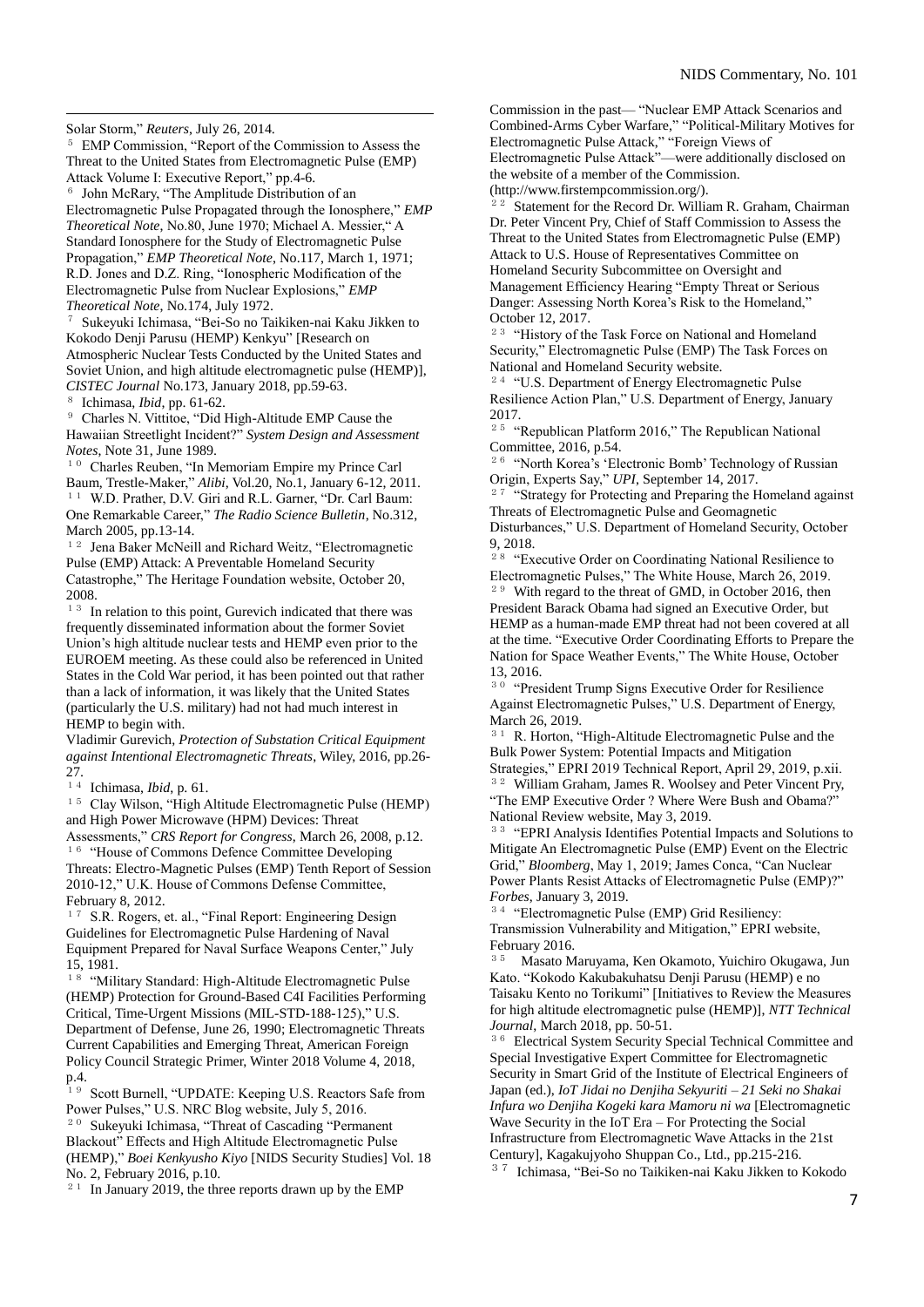Solar Storm," *Reuters*, July 26, 2014.

[5] EMP Commission, "Report of the Commission to Assess the Threat to the United States from Electromagnetic Pulse (EMP) Attack Volume I: Executive Report," pp.4-6.

[6] John McRary, "The Amplitude Distribution of an Electromagnetic Pulse Propagated through the Ionosphere," *EMP Theoretical Note*, No.80, June 1970; Michael A. Messier," A Standard Ionosphere for the Study of Electromagnetic Pulse Propagation," *EMP Theoretical Note*, No.117, March 1, 1971; R.D. Jones and D.Z. Ring, "Ionospheric Modification of the Electromagnetic Pulse from Nuclear Explosions," *EMP Theoretical Note*, No.174, July 1972.

[7] Sukeyuki Ichimasa, "Bei-So no Taikiken-nai Kaku Jikken to Kokodo Denji Parusu (HEMP) Kenkyu" [Research on Atmospheric Nuclear Tests Conducted by the United States and Soviet Union, and high altitude electromagnetic pulse (HEMP)], *CISTEC Journal* No.173, January 2018, pp.59-63.

[8] Ichimasa, *Ibid*, pp. 61-62.

[9] Charles N. Vittitoe, "Did High-Altitude EMP Cause the Hawaiian Streetlight Incident?" *System Design and Assessment Notes*, Note 31, June 1989.

[10] Charles Reuben, "In Memoriam Empire my Prince Carl Baum, Trestle-Maker," *Alibi*, Vol.20, No.1, January 6-12, 2011.

[11] W.D. Prather, D.V. Giri and R.L. Garner, "Dr. Carl Baum: One Remarkable Career," *The Radio Science Bulletin*, No.312, March 2005, pp.13-14.

[12] Jena Baker McNeill and Richard Weitz, "Electromagnetic Pulse (EMP) Attack: A Preventable Homeland Security Catastrophe," The Heritage Foundation website, October 20, 2008.

[13] In relation to this point, Gurevich indicated that there was frequently disseminated information about the former Soviet Union's high altitude nuclear tests and HEMP even prior to the EUROEM meeting. As these could also be referenced in United States in the Cold War period, it has been pointed out that rather than a lack of information, it was likely that the United States (particularly the U.S. military) had not had much interest in HEMP to begin with.
Vladimir Gurevich, *Protection of Substation Critical Equipment against Intentional Electromagnetic Threats*, Wiley, 2016, pp.26-27.

[14] Ichimasa, *Ibid*, p. 61.

[15] Clay Wilson, "High Altitude Electromagnetic Pulse (HEMP) and High Power Microwave (HPM) Devices: Threat Assessments," *CRS Report for Congress*, March 26, 2008, p.12.

[16] "House of Commons Defence Committee Developing Threats: Electro-Magnetic Pulses (EMP) Tenth Report of Session 2010-12," U.K. House of Commons Defense Committee, February 8, 2012.

[17] S.R. Rogers, et. al., "Final Report: Engineering Design Guidelines for Electromagnetic Pulse Hardening of Naval Equipment Prepared for Naval Surface Weapons Center," July 15, 1981.

[18] "Military Standard: High-Altitude Electromagnetic Pulse (HEMP) Protection for Ground-Based C4I Facilities Performing Critical, Time-Urgent Missions (MIL-STD-188-125)," U.S. Department of Defense, June 26, 1990; Electromagnetic Threats Current Capabilities and Emerging Threat, American Foreign Policy Council Strategic Primer, Winter 2018 Volume 4, 2018, p.4.

[19] Scott Burnell, "UPDATE: Keeping U.S. Reactors Safe from Power Pulses," U.S. NRC Blog website, July 5, 2016.

[20] Sukeyuki Ichimasa, "Threat of Cascading "Permanent Blackout" Effects and High Altitude Electromagnetic Pulse (HEMP)," *Boei Kenkyusho Kiyo* [NIDS Security Studies] Vol. 18 No. 2, February 2016, p.10.

[21] In January 2019, the three reports drawn up by the EMP Commission in the past— "Nuclear EMP Attack Scenarios and Combined-Arms Cyber Warfare," "Political-Military Motives for Electromagnetic Pulse Attack," "Foreign Views of Electromagnetic Pulse Attack"—were additionally disclosed on the website of a member of the Commission. (http://www.firstempcommission.org/).

[22] Statement for the Record Dr. William R. Graham, Chairman Dr. Peter Vincent Pry, Chief of Staff Commission to Assess the Threat to the United States from Electromagnetic Pulse (EMP) Attack to U.S. House of Representatives Committee on Homeland Security Subcommittee on Oversight and Management Efficiency Hearing "Empty Threat or Serious Danger: Assessing North Korea's Risk to the Homeland," October 12, 2017.

[23] "History of the Task Force on National and Homeland Security," Electromagnetic Pulse (EMP) The Task Forces on National and Homeland Security website.

[24] "U.S. Department of Energy Electromagnetic Pulse Resilience Action Plan," U.S. Department of Energy, January 2017.

[25] "Republican Platform 2016," The Republican National Committee, 2016, p.54.

[26] "North Korea's 'Electronic Bomb' Technology of Russian Origin, Experts Say," *UPI*, September 14, 2017.

[27] "Strategy for Protecting and Preparing the Homeland against Threats of Electromagnetic Pulse and Geomagnetic Disturbances," U.S. Department of Homeland Security, October 9, 2018.

[28] "Executive Order on Coordinating National Resilience to Electromagnetic Pulses," The White House, March 26, 2019.

[29] With regard to the threat of GMD, in October 2016, then President Barack Obama had signed an Executive Order, but HEMP as a human-made EMP threat had not been covered at all at the time. "Executive Order Coordinating Efforts to Prepare the Nation for Space Weather Events," The White House, October 13, 2016.

[30] "President Trump Signs Executive Order for Resilience Against Electromagnetic Pulses," U.S. Department of Energy, March 26, 2019.

[31] R. Horton, "High-Altitude Electromagnetic Pulse and the Bulk Power System: Potential Impacts and Mitigation Strategies," EPRI 2019 Technical Report, April 29, 2019, p.xii.

[32] William Graham, James R. Woolsey and Peter Vincent Pry, "The EMP Executive Order ? Where Were Bush and Obama?" National Review website, May 3, 2019.

[33] "EPRI Analysis Identifies Potential Impacts and Solutions to Mitigate An Electromagnetic Pulse (EMP) Event on the Electric Grid," *Bloomberg*, May 1, 2019; James Conca, "Can Nuclear Power Plants Resist Attacks of Electromagnetic Pulse (EMP)?" *Forbes*, January 3, 2019.

[34] "Electromagnetic Pulse (EMP) Grid Resiliency: Transmission Vulnerability and Mitigation," EPRI website, February 2016.

[35] Masato Maruyama, Ken Okamoto, Yuichiro Okugawa, Jun Kato. "Kokodo Kakubakuhatsu Denji Parusu (HEMP) e no Taisaku Kento no Torikumi" [Initiatives to Review the Measures for high altitude electromagnetic pulse (HEMP)], *NTT Technical Journal*, March 2018, pp. 50-51.

[36] Electrical System Security Special Technical Committee and Special Investigative Expert Committee for Electromagnetic Security in Smart Grid of the Institute of Electrical Engineers of Japan (ed.), *IoT Jidai no Denjiha Sekyuriti – 21 Seki no Shakai Infura wo Denjiha Kogeki kara Mamoru ni wa* [Electromagnetic Wave Security in the IoT Era – For Protecting the Social Infrastructure from Electromagnetic Wave Attacks in the 21st Century], Kagakujyoho Shuppan Co., Ltd., pp.215-216.

[37] Ichimasa, "Bei-So no Taikiken-nai Kaku Jikken to Kokodo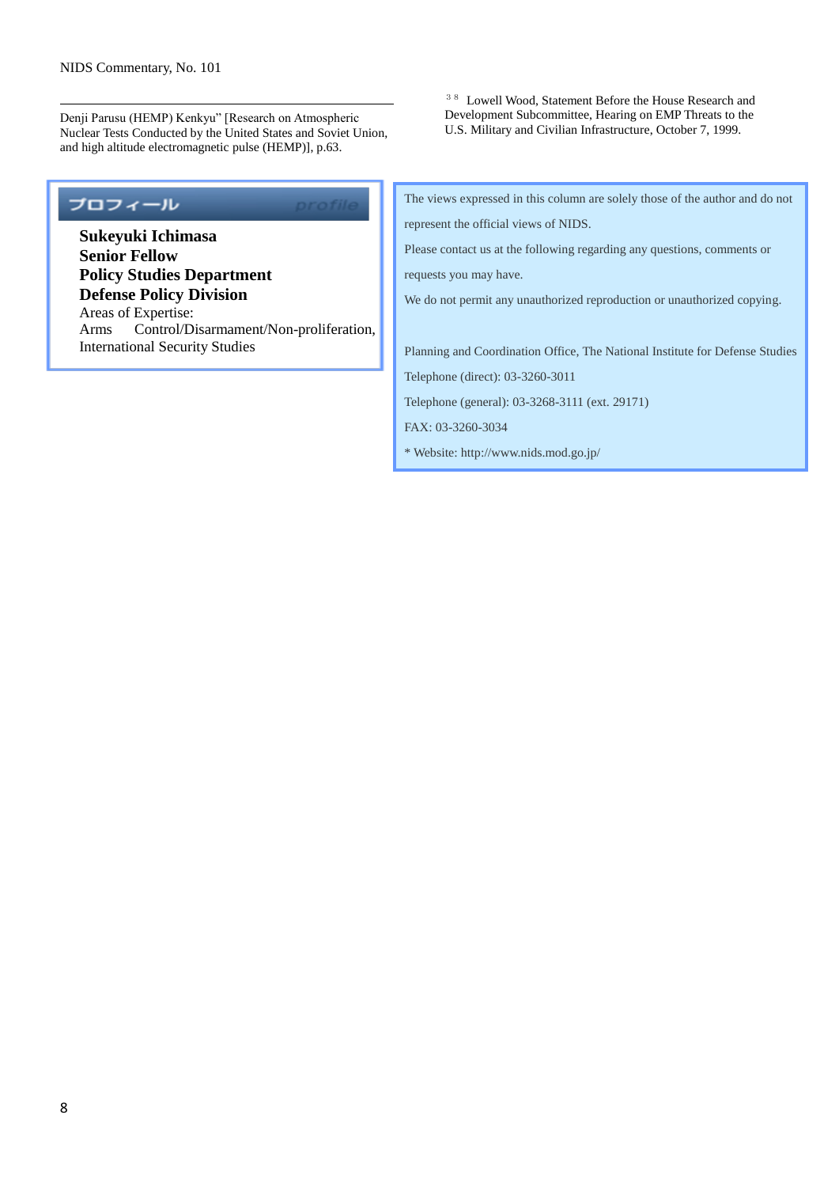Denji Parusu (HEMP) Kenkyu" [Research on Atmospheric Nuclear Tests Conducted by the United States and Soviet Union, and high altitude electromagnetic pulse (HEMP)], p.63.

[38] Lowell Wood, Statement Before the House Research and Development Subcommittee, Hearing on EMP Threats to the U.S. Military and Civilian Infrastructure, October 7, 1999.

プロフィール profile

**Sukeyuki Ichimasa**
**Senior Fellow**
**Policy Studies Department**
**Defense Policy Division**

Areas of Expertise:
Arms Control/Disarmament/Non-proliferation, International Security Studies

The views expressed in this column are solely those of the author and do not represent the official views of NIDS.

Please contact us at the following regarding any questions, comments or requests you may have.

We do not permit any unauthorized reproduction or unauthorized copying.

Planning and Coordination Office, The National Institute for Defense Studies

Telephone (direct): 03-3260-3011

Telephone (general): 03-3268-3111 (ext. 29171)

FAX: 03-3260-3034

* Website: http://www.nids.mod.go.jp/